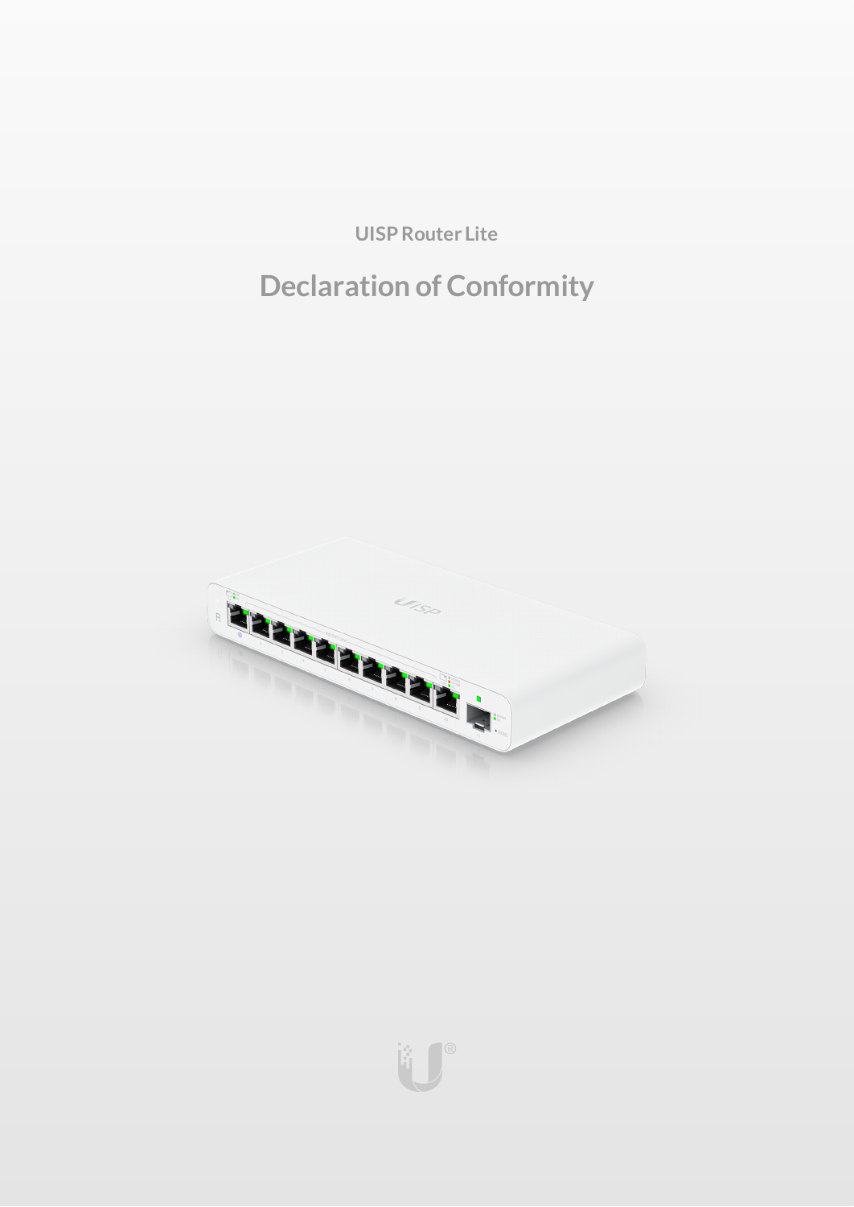UISP Router Lite

# Declaration of Conformity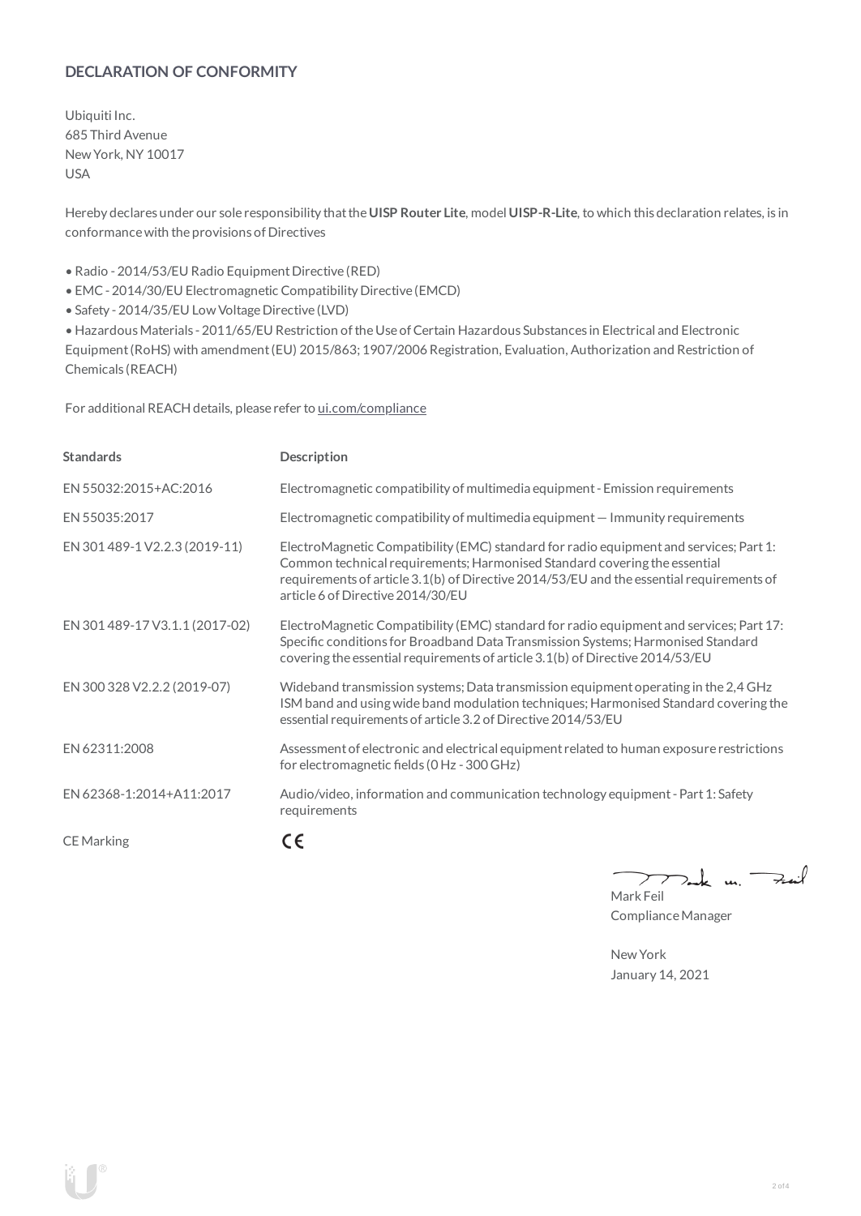## DECLARATION OF CONFORMITY

Ubiquiti Inc.
685 Third Avenue
New York, NY 10017
USA

Hereby declares under our sole responsibility that the **UISP Router Lite**, model **UISP-R-Lite**, to which this declaration relates, is in conformance with the provisions of Directives

- Radio - 2014/53/EU Radio Equipment Directive (RED)
- EMC - 2014/30/EU Electromagnetic Compatibility Directive (EMCD)
- Safety - 2014/35/EU Low Voltage Directive (LVD)
- Hazardous Materials - 2011/65/EU Restriction of the Use of Certain Hazardous Substances in Electrical and Electronic Equipment (RoHS) with amendment (EU) 2015/863; 1907/2006 Registration, Evaluation, Authorization and Restriction of Chemicals (REACH)

For additional REACH details, please refer to ui.com/compliance

| Standards | Description |
|---|---|
| EN 55032:2015+AC:2016 | Electromagnetic compatibility of multimedia equipment - Emission requirements |
| EN 55035:2017 | Electromagnetic compatibility of multimedia equipment — Immunity requirements |
| EN 301 489-1 V2.2.3 (2019-11) | ElectroMagnetic Compatibility (EMC) standard for radio equipment and services; Part 1: Common technical requirements; Harmonised Standard covering the essential requirements of article 3.1(b) of Directive 2014/53/EU and the essential requirements of article 6 of Directive 2014/30/EU |
| EN 301 489-17 V3.1.1 (2017-02) | ElectroMagnetic Compatibility (EMC) standard for radio equipment and services; Part 17: Specific conditions for Broadband Data Transmission Systems; Harmonised Standard covering the essential requirements of article 3.1(b) of Directive 2014/53/EU |
| EN 300 328 V2.2.2 (2019-07) | Wideband transmission systems; Data transmission equipment operating in the 2,4 GHz ISM band and using wide band modulation techniques; Harmonised Standard covering the essential requirements of article 3.2 of Directive 2014/53/EU |
| EN 62311:2008 | Assessment of electronic and electrical equipment related to human exposure restrictions for electromagnetic fields (0 Hz - 300 GHz) |
| EN 62368-1:2014+A11:2017 | Audio/video, information and communication technology equipment - Part 1: Safety requirements |
| CE Marking | CE |

Mark Feil
Compliance Manager

New York
January 14, 2021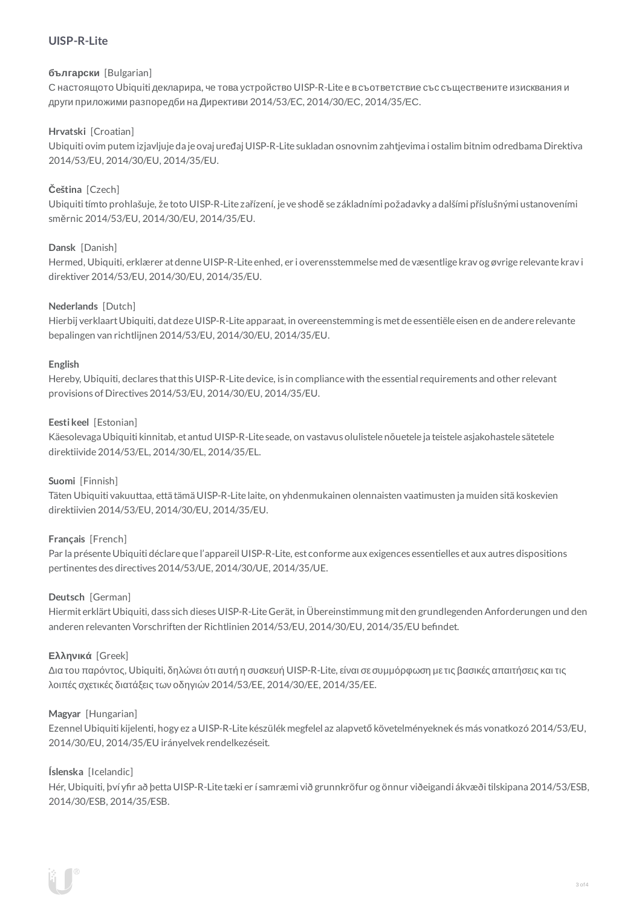## UISP-R-Lite

**български** [Bulgarian]
С настоящото Ubiquiti декларира, че това устройство UISP-R-Lite е в съответствие със съществените изисквания и други приложими разпоредби на Директиви 2014/53/EC, 2014/30/EC, 2014/35/EC.

**Hrvatski** [Croatian]
Ubiquiti ovim putem izjavljuje da je ovaj uređaj UISP-R-Lite sukladan osnovnim zahtjevima i ostalim bitnim odredbama Direktiva 2014/53/EU, 2014/30/EU, 2014/35/EU.

**Čeština** [Czech]
Ubiquiti tímto prohlašuje, že toto UISP-R-Lite zařízení, je ve shodě se základními požadavky a dalšími příslušnými ustanoveními směrnic 2014/53/EU, 2014/30/EU, 2014/35/EU.

**Dansk** [Danish]
Hermed, Ubiquiti, erklærer at denne UISP-R-Lite enhed, er i overensstemmelse med de væsentlige krav og øvrige relevante krav i direktiver 2014/53/EU, 2014/30/EU, 2014/35/EU.

**Nederlands** [Dutch]
Hierbij verklaart Ubiquiti, dat deze UISP-R-Lite apparaat, in overeenstemming is met de essentiële eisen en de andere relevante bepalingen van richtlijnen 2014/53/EU, 2014/30/EU, 2014/35/EU.

**English**
Hereby, Ubiquiti, declares that this UISP-R-Lite device, is in compliance with the essential requirements and other relevant provisions of Directives 2014/53/EU, 2014/30/EU, 2014/35/EU.

**Eesti keel** [Estonian]
Käesolevaga Ubiquiti kinnitab, et antud UISP-R-Lite seade, on vastavus olulistele nõuetele ja teistele asjakohastele sätetele direktiivide 2014/53/EL, 2014/30/EL, 2014/35/EL.

**Suomi** [Finnish]
Täten Ubiquiti vakuuttaa, että tämä UISP-R-Lite laite, on yhdenmukainen olennaisten vaatimusten ja muiden sitä koskevien direktiivien 2014/53/EU, 2014/30/EU, 2014/35/EU.

**Français** [French]
Par la présente Ubiquiti déclare que l'appareil UISP-R-Lite, est conforme aux exigences essentielles et aux autres dispositions pertinentes des directives 2014/53/UE, 2014/30/UE, 2014/35/UE.

**Deutsch** [German]
Hiermit erklärt Ubiquiti, dass sich dieses UISP-R-Lite Gerät, in Übereinstimmung mit den grundlegenden Anforderungen und den anderen relevanten Vorschriften der Richtlinien 2014/53/EU, 2014/30/EU, 2014/35/EU befindet.

**Ελληνικά** [Greek]
Δια του παρόντος, Ubiquiti, δηλώνει ότι αυτή η συσκευή UISP-R-Lite, είναι σε συμμόρφωση με τις βασικές απαιτήσεις και τις λοιπές σχετικές διατάξεις των οδηγιών 2014/53/EE, 2014/30/EE, 2014/35/EE.

**Magyar** [Hungarian]
Ezennel Ubiquiti kijelenti, hogy ez a UISP-R-Lite készülék megfelel az alapvető követelményeknek és más vonatkozó 2014/53/EU, 2014/30/EU, 2014/35/EU irányelvek rendelkezéseit.

**Íslenska** [Icelandic]
Hér, Ubiquiti, því yfir að þetta UISP-R-Lite tæki er í samræmi við grunnkröfur og önnur viðeigandi ákvæði tilskipana 2014/53/ESB, 2014/30/ESB, 2014/35/ESB.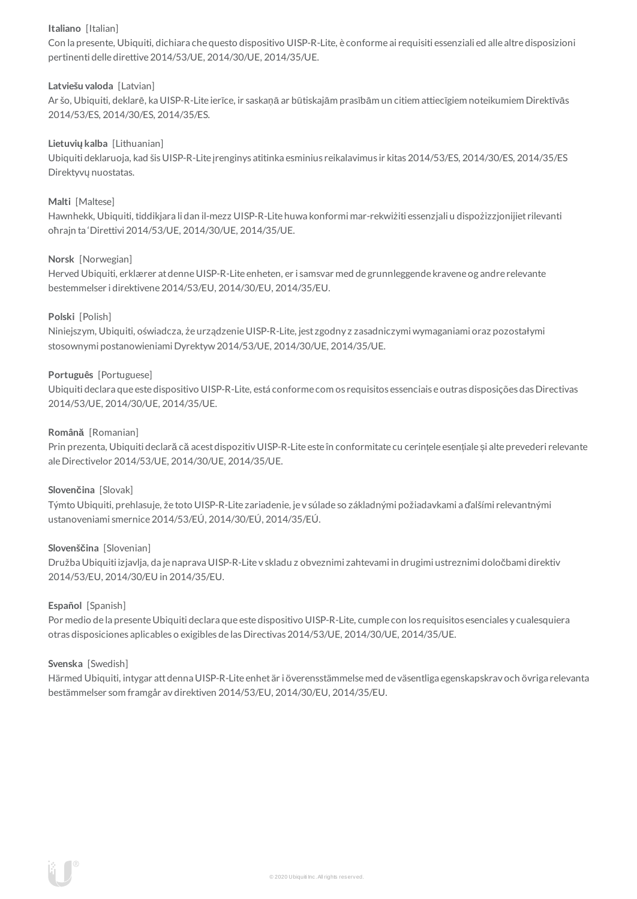**Italiano** [Italian]
Con la presente, Ubiquiti, dichiara che questo dispositivo UISP-R-Lite, è conforme ai requisiti essenziali ed alle altre disposizioni pertinenti delle direttive 2014/53/UE, 2014/30/UE, 2014/35/UE.

**Latviešu valoda** [Latvian]
Ar šo, Ubiquiti, deklarē, ka UISP-R-Lite ierīce, ir saskaņā ar būtiskajām prasībām un citiem attiecīgiem noteikumiem Direktīvās 2014/53/ES, 2014/30/ES, 2014/35/ES.

**Lietuvių kalba** [Lithuanian]
Ubiquiti deklaruoja, kad šis UISP-R-Lite įrenginys atitinka esminius reikalavimus ir kitas 2014/53/ES, 2014/30/ES, 2014/35/ES Direktyvų nuostatas.

**Malti** [Maltese]
Hawnhekk, Ubiquiti, tiddikjara li dan il-mezz UISP-R-Lite huwa konformi mar-rekwiżiti essenzjali u dispożizzjonijiet rilevanti oħrajn ta 'Direttivi 2014/53/UE, 2014/30/UE, 2014/35/UE.

**Norsk** [Norwegian]
Herved Ubiquiti, erklærer at denne UISP-R-Lite enheten, er i samsvar med de grunnleggende kravene og andre relevante bestemmelser i direktivene 2014/53/EU, 2014/30/EU, 2014/35/EU.

**Polski** [Polish]
Niniejszym, Ubiquiti, oświadcza, że urządzenie UISP-R-Lite, jest zgodny z zasadniczymi wymaganiami oraz pozostałymi stosownymi postanowieniami Dyrektyw 2014/53/UE, 2014/30/UE, 2014/35/UE.

**Português** [Portuguese]
Ubiquiti declara que este dispositivo UISP-R-Lite, está conforme com os requisitos essenciais e outras disposições das Directivas 2014/53/UE, 2014/30/UE, 2014/35/UE.

**Română** [Romanian]
Prin prezenta, Ubiquiti declară că acest dispozitiv UISP-R-Lite este în conformitate cu cerințele esențiale și alte prevederi relevante ale Directivelor 2014/53/UE, 2014/30/UE, 2014/35/UE.

**Slovenčina** [Slovak]
Týmto Ubiquiti, prehlasuje, že toto UISP-R-Lite zariadenie, je v súlade so základnými požiadavkami a ďalšími relevantnými ustanoveniami smernice 2014/53/EÚ, 2014/30/EÚ, 2014/35/EÚ.

**Slovenščina** [Slovenian]
Družba Ubiquiti izjavlja, da je naprava UISP-R-Lite v skladu z obveznimi zahtevami in drugimi ustreznimi določbami direktiv 2014/53/EU, 2014/30/EU in 2014/35/EU.

**Español** [Spanish]
Por medio de la presente Ubiquiti declara que este dispositivo UISP-R-Lite, cumple con los requisitos esenciales y cualesquiera otras disposiciones aplicables o exigibles de las Directivas 2014/53/UE, 2014/30/UE, 2014/35/UE.

**Svenska** [Swedish]
Härmed Ubiquiti, intygar att denna UISP-R-Lite enhet är i överensstämmelse med de väsentliga egenskapskrav och övriga relevanta bestämmelser som framgår av direktiven 2014/53/EU, 2014/30/EU, 2014/35/EU.

© 2020 Ubiquiti Inc. All rights reserved.